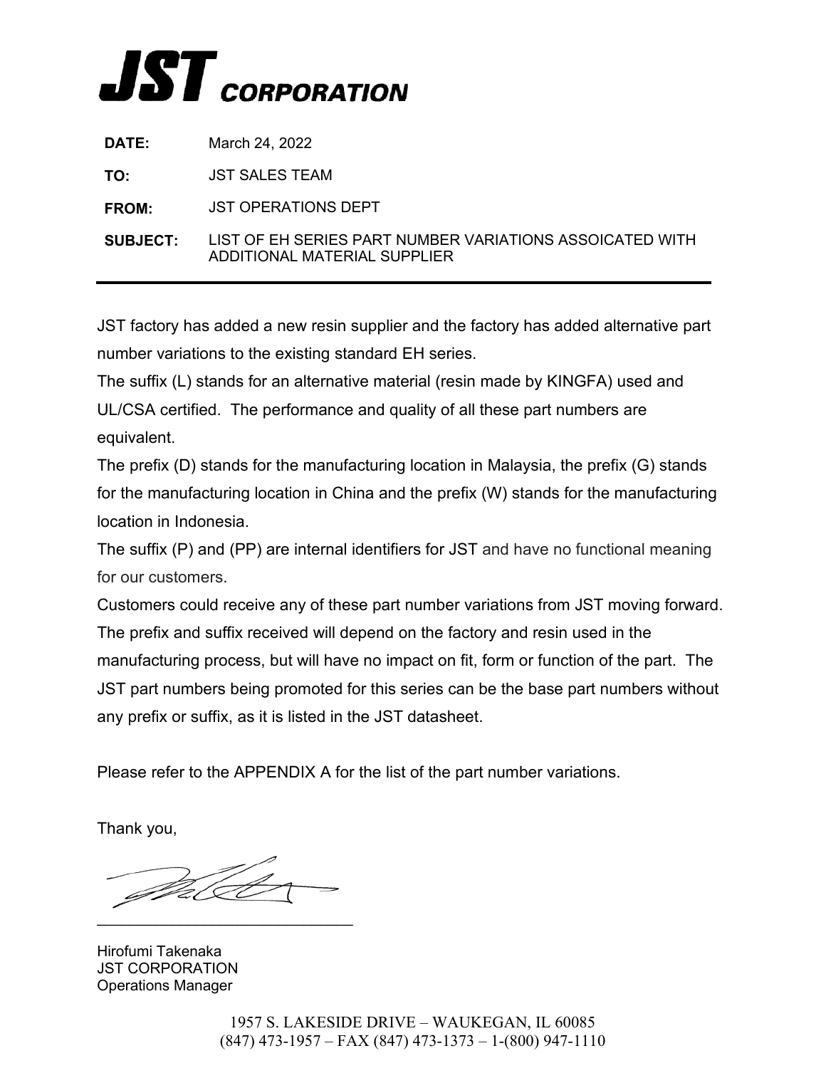# JST CORPORATION

| | |
|---|---|
| **DATE:** | March 24, 2022 |
| **TO:** | JST SALES TEAM |
| **FROM:** | JST OPERATIONS DEPT |
| **SUBJECT:** | LIST OF EH SERIES PART NUMBER VARIATIONS ASSOICATED WITH ADDITIONAL MATERIAL SUPPLIER |

---

JST factory has added a new resin supplier and the factory has added alternative part number variations to the existing standard EH series.

The suffix (L) stands for an alternative material (resin made by KINGFA) used and UL/CSA certified. The performance and quality of all these part numbers are equivalent.

The prefix (D) stands for the manufacturing location in Malaysia, the prefix (G) stands for the manufacturing location in China and the prefix (W) stands for the manufacturing location in Indonesia.

The suffix (P) and (PP) are internal identifiers for JST and have no functional meaning for our customers.

Customers could receive any of these part number variations from JST moving forward. The prefix and suffix received will depend on the factory and resin used in the manufacturing process, but will have no impact on fit, form or function of the part. The JST part numbers being promoted for this series can be the base part numbers without any prefix or suffix, as it is listed in the JST datasheet.

Please refer to the APPENDIX A for the list of the part number variations.

Thank you,

Hirofumi Takenaka
JST CORPORATION
Operations Manager

1957 S. LAKESIDE DRIVE – WAUKEGAN, IL 60085
(847) 473-1957 – FAX (847) 473-1373 – 1-(800) 947-1110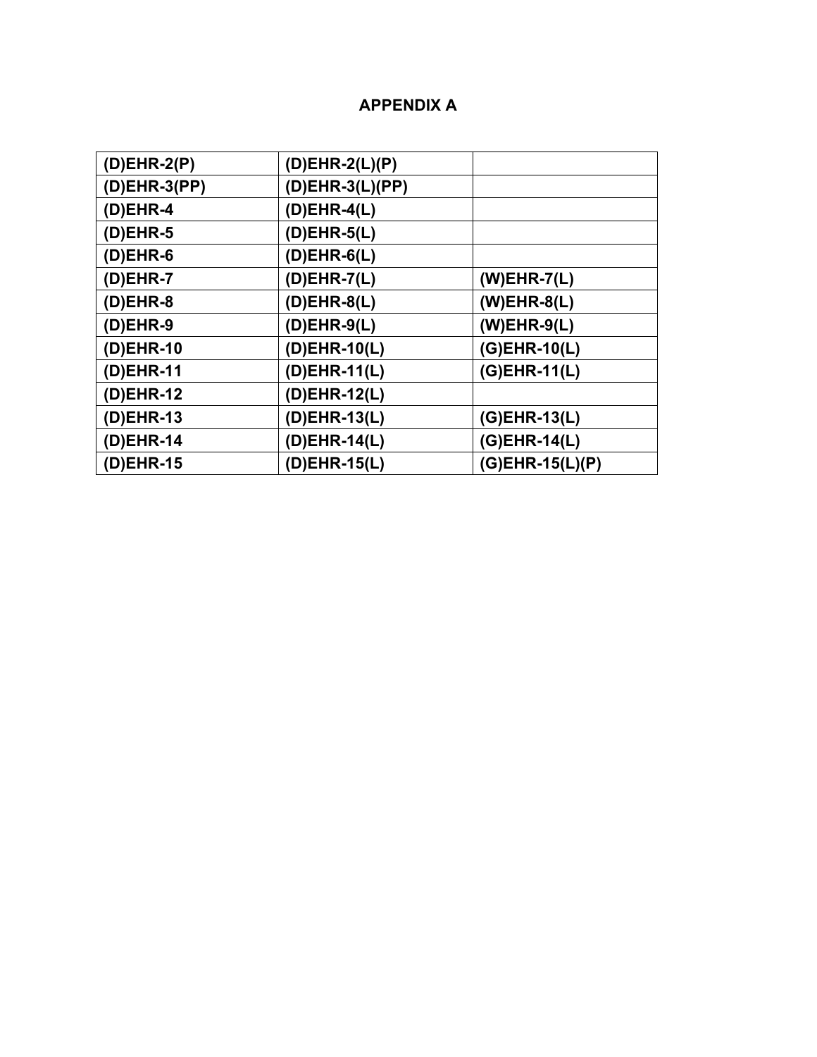## APPENDIX A

| | | |
|---|---|---|
| **(D)EHR-2(P)** | **(D)EHR-2(L)(P)** | |
| **(D)EHR-3(PP)** | **(D)EHR-3(L)(PP)** | |
| **(D)EHR-4** | **(D)EHR-4(L)** | |
| **(D)EHR-5** | **(D)EHR-5(L)** | |
| **(D)EHR-6** | **(D)EHR-6(L)** | |
| **(D)EHR-7** | **(D)EHR-7(L)** | **(W)EHR-7(L)** |
| **(D)EHR-8** | **(D)EHR-8(L)** | **(W)EHR-8(L)** |
| **(D)EHR-9** | **(D)EHR-9(L)** | **(W)EHR-9(L)** |
| **(D)EHR-10** | **(D)EHR-10(L)** | **(G)EHR-10(L)** |
| **(D)EHR-11** | **(D)EHR-11(L)** | **(G)EHR-11(L)** |
| **(D)EHR-12** | **(D)EHR-12(L)** | |
| **(D)EHR-13** | **(D)EHR-13(L)** | **(G)EHR-13(L)** |
| **(D)EHR-14** | **(D)EHR-14(L)** | **(G)EHR-14(L)** |
| **(D)EHR-15** | **(D)EHR-15(L)** | **(G)EHR-15(L)(P)** |